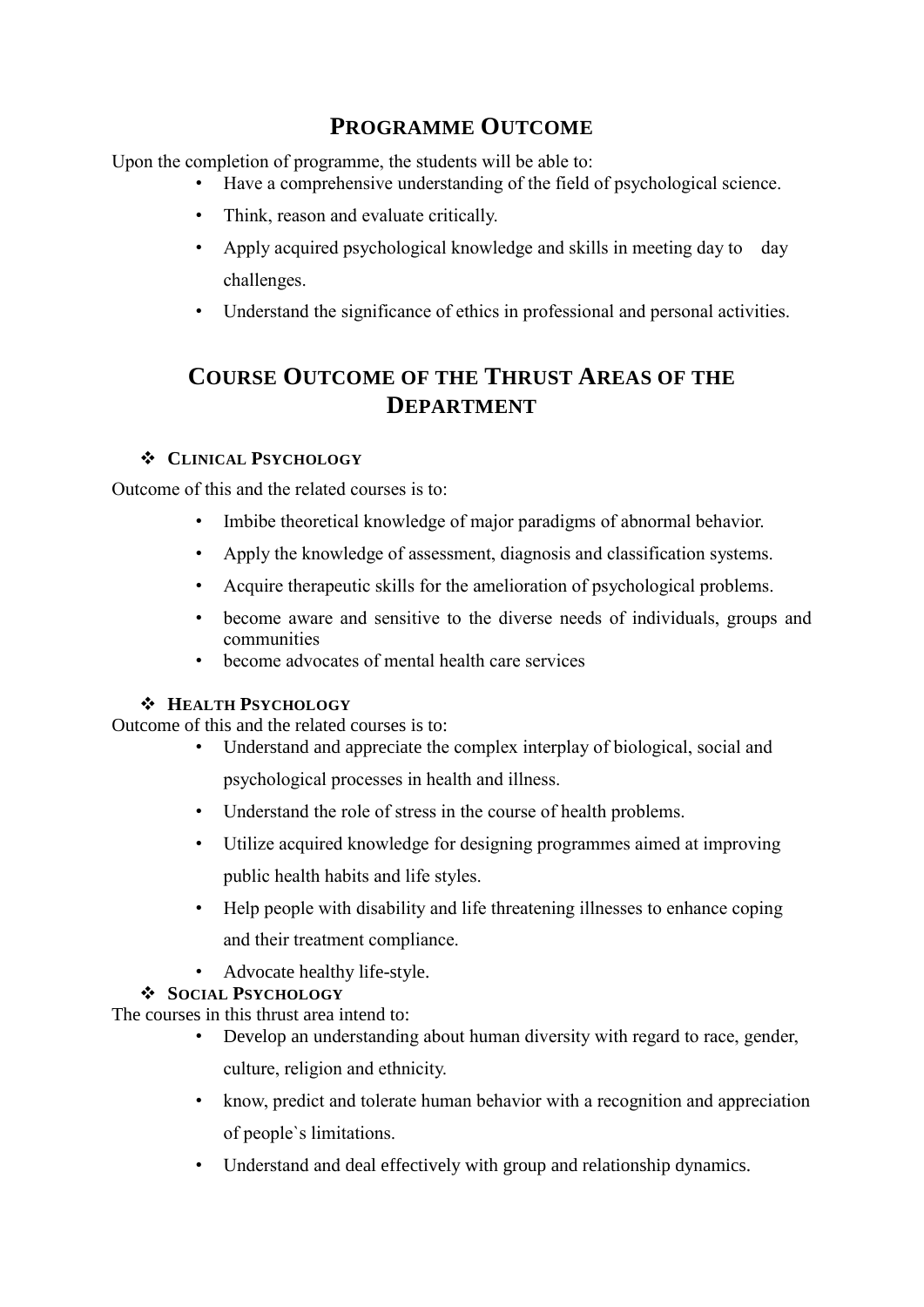# PROGRAMME OUTCOME

Upon the completion of programme, the students will be able to:

- Have a comprehensive understanding of the field of psychological science.
- Think, reason and evaluate critically.
- Apply acquired psychological knowledge and skills in meeting day to day challenges.
- Understand the significance of ethics in professional and personal activities.

# COURSE OUTCOME OF THE THRUST AREAS OF THE DEPARTMENT

### ❖ CLINICAL PSYCHOLOGY

Outcome of this and the related courses is to:

- Imbibe theoretical knowledge of major paradigms of abnormal behavior.
- Apply the knowledge of assessment, diagnosis and classification systems.
- Acquire therapeutic skills for the amelioration of psychological problems.
- become aware and sensitive to the diverse needs of individuals, groups and communities
- become advocates of mental health care services

### ❖ HEALTH PSYCHOLOGY

Outcome of this and the related courses is to:

- Understand and appreciate the complex interplay of biological, social and psychological processes in health and illness.
- Understand the role of stress in the course of health problems.
- Utilize acquired knowledge for designing programmes aimed at improving public health habits and life styles.
- Help people with disability and life threatening illnesses to enhance coping and their treatment compliance.
- Advocate healthy life-style.

### ❖ SOCIAL PSYCHOLOGY

The courses in this thrust area intend to:

- Develop an understanding about human diversity with regard to race, gender, culture, religion and ethnicity.
- know, predict and tolerate human behavior with a recognition and appreciation of people`s limitations.
- Understand and deal effectively with group and relationship dynamics.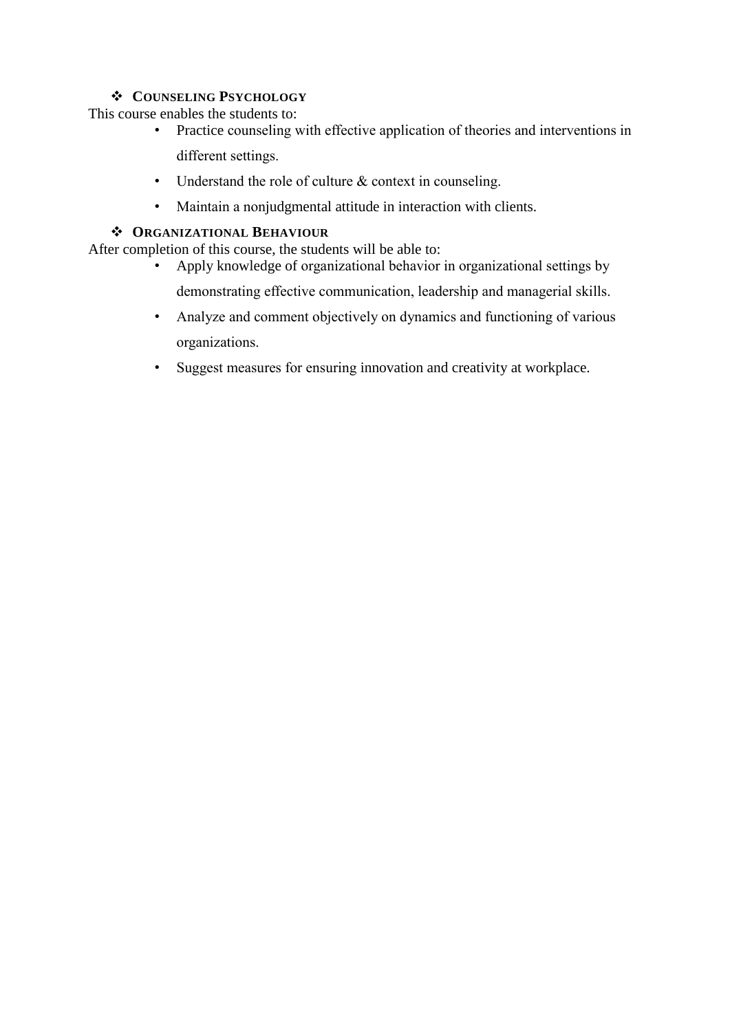- **COUNSELING PSYCHOLOGY**

This course enables the students to:

- Practice counseling with effective application of theories and interventions in different settings.
- Understand the role of culture & context in counseling.
- Maintain a nonjudgmental attitude in interaction with clients.

- **ORGANIZATIONAL BEHAVIOUR**

After completion of this course, the students will be able to:

- Apply knowledge of organizational behavior in organizational settings by demonstrating effective communication, leadership and managerial skills.
- Analyze and comment objectively on dynamics and functioning of various organizations.
- Suggest measures for ensuring innovation and creativity at workplace.